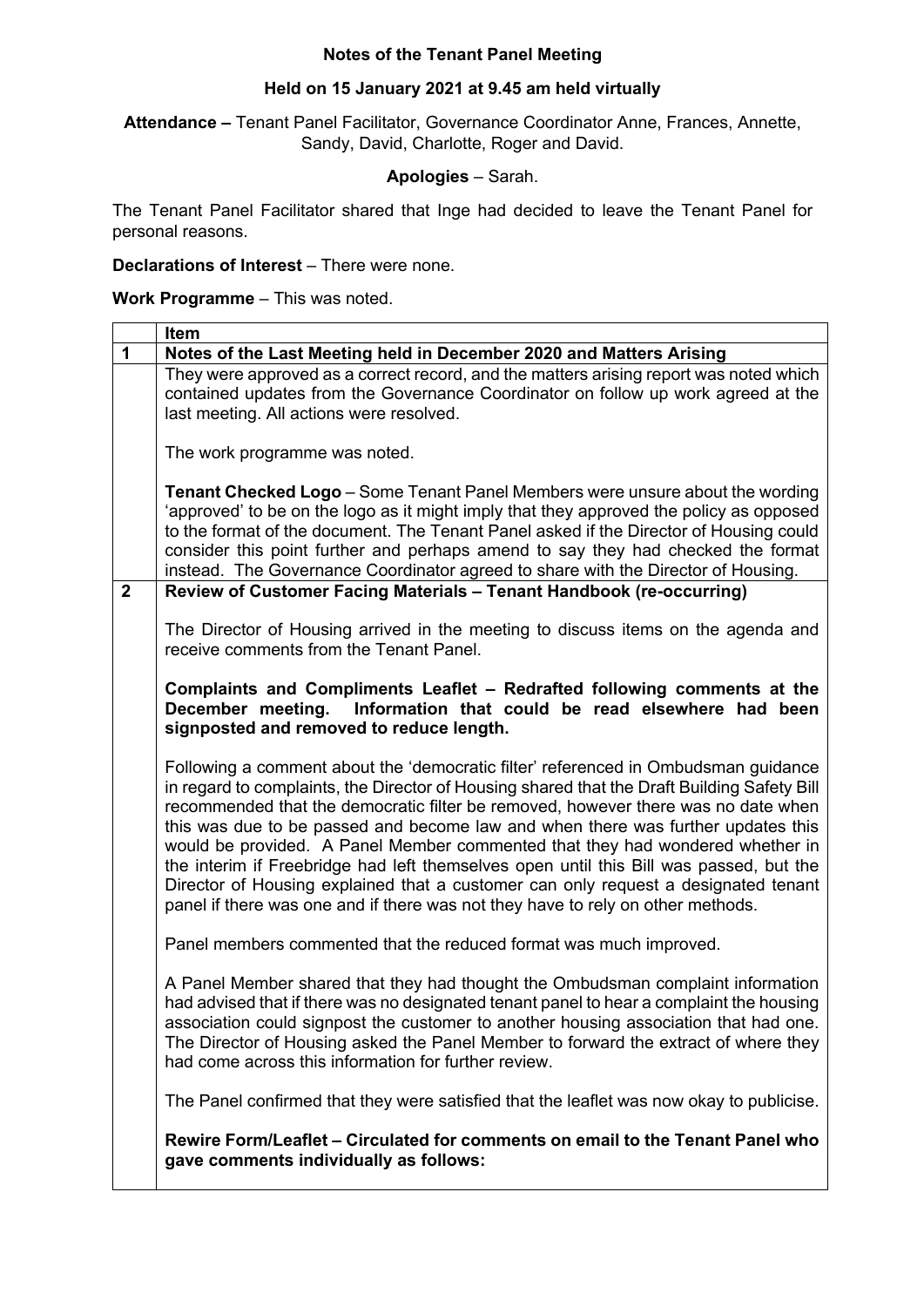**Notes of the Tenant Panel Meeting**

**Held on 15 January 2021 at 9.45 am held virtually**

**Attendance –** Tenant Panel Facilitator, Governance Coordinator Anne, Frances, Annette, Sandy, David, Charlotte, Roger and David.

**Apologies** – Sarah.

The Tenant Panel Facilitator shared that Inge had decided to leave the Tenant Panel for personal reasons.

**Declarations of Interest** – There were none.

**Work Programme** – This was noted.

| | **Item** |
|---|---|
| **1** | **Notes of the Last Meeting held in December 2020 and Matters Arising** |
| | They were approved as a correct record, and the matters arising report was noted which contained updates from the Governance Coordinator on follow up work agreed at the last meeting. All actions were resolved.<br><br>The work programme was noted.<br><br>**Tenant Checked Logo** – Some Tenant Panel Members were unsure about the wording 'approved' to be on the logo as it might imply that they approved the policy as opposed to the format of the document. The Tenant Panel asked if the Director of Housing could consider this point further and perhaps amend to say they had checked the format instead. The Governance Coordinator agreed to share with the Director of Housing. |
| **2** | **Review of Customer Facing Materials – Tenant Handbook (re-occurring)**<br><br>The Director of Housing arrived in the meeting to discuss items on the agenda and receive comments from the Tenant Panel.<br><br>**Complaints and Compliments Leaflet – Redrafted following comments at the December meeting. Information that could be read elsewhere had been signposted and removed to reduce length.**<br><br>Following a comment about the 'democratic filter' referenced in Ombudsman guidance in regard to complaints, the Director of Housing shared that the Draft Building Safety Bill recommended that the democratic filter be removed, however there was no date when this was due to be passed and become law and when there was further updates this would be provided. A Panel Member commented that they had wondered whether in the interim if Freebridge had left themselves open until this Bill was passed, but the Director of Housing explained that a customer can only request a designated tenant panel if there was one and if there was not they have to rely on other methods.<br><br>Panel members commented that the reduced format was much improved.<br><br>A Panel Member shared that they had thought the Ombudsman complaint information had advised that if there was no designated tenant panel to hear a complaint the housing association could signpost the customer to another housing association that had one. The Director of Housing asked the Panel Member to forward the extract of where they had come across this information for further review.<br><br>The Panel confirmed that they were satisfied that the leaflet was now okay to publicise.<br><br>**Rewire Form/Leaflet – Circulated for comments on email to the Tenant Panel who gave comments individually as follows:** |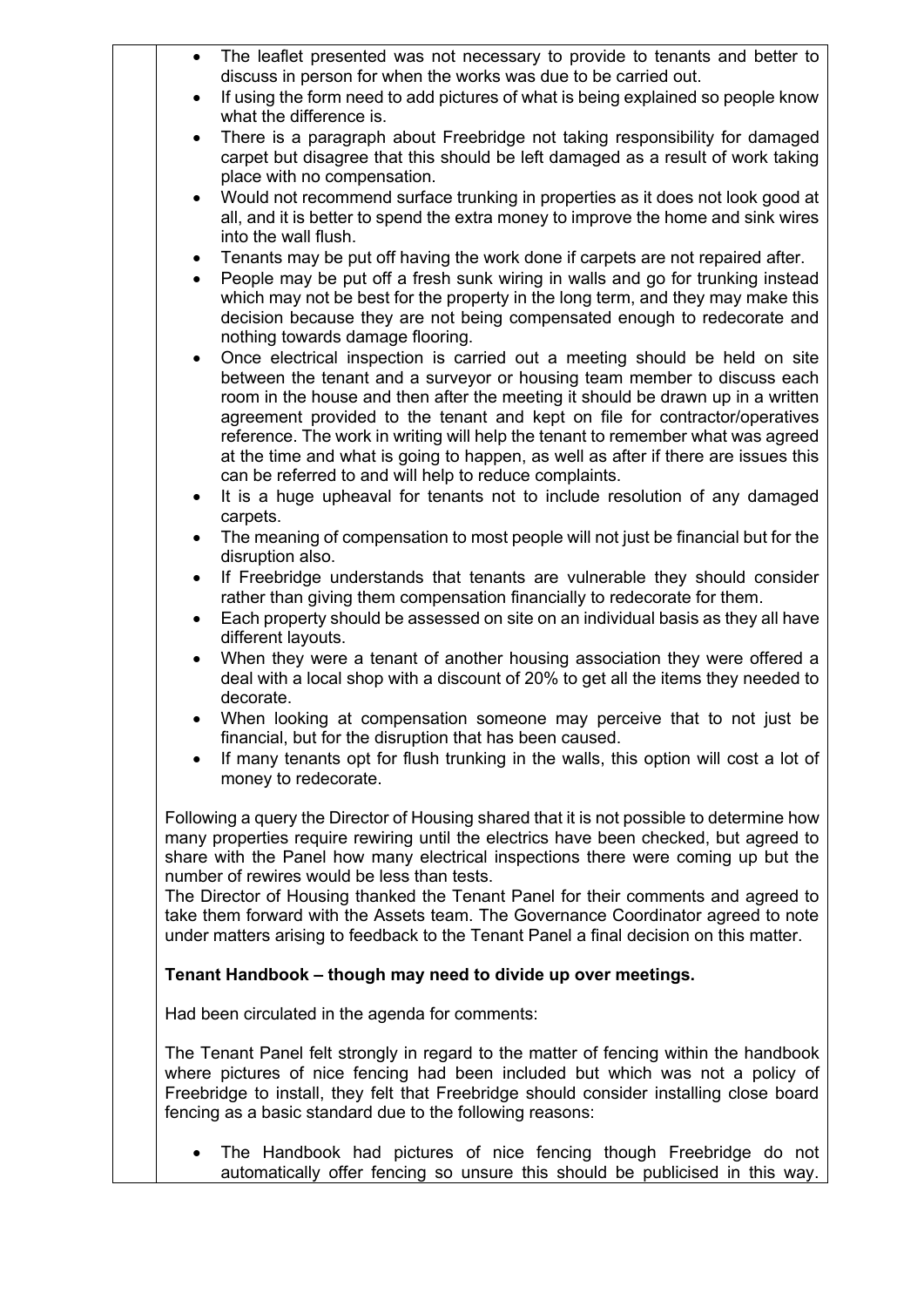- The leaflet presented was not necessary to provide to tenants and better to discuss in person for when the works was due to be carried out.
- If using the form need to add pictures of what is being explained so people know what the difference is.
- There is a paragraph about Freebridge not taking responsibility for damaged carpet but disagree that this should be left damaged as a result of work taking place with no compensation.
- Would not recommend surface trunking in properties as it does not look good at all, and it is better to spend the extra money to improve the home and sink wires into the wall flush.
- Tenants may be put off having the work done if carpets are not repaired after.
- People may be put off a fresh sunk wiring in walls and go for trunking instead which may not be best for the property in the long term, and they may make this decision because they are not being compensated enough to redecorate and nothing towards damage flooring.
- Once electrical inspection is carried out a meeting should be held on site between the tenant and a surveyor or housing team member to discuss each room in the house and then after the meeting it should be drawn up in a written agreement provided to the tenant and kept on file for contractor/operatives reference. The work in writing will help the tenant to remember what was agreed at the time and what is going to happen, as well as after if there are issues this can be referred to and will help to reduce complaints.
- It is a huge upheaval for tenants not to include resolution of any damaged carpets.
- The meaning of compensation to most people will not just be financial but for the disruption also.
- If Freebridge understands that tenants are vulnerable they should consider rather than giving them compensation financially to redecorate for them.
- Each property should be assessed on site on an individual basis as they all have different layouts.
- When they were a tenant of another housing association they were offered a deal with a local shop with a discount of 20% to get all the items they needed to decorate.
- When looking at compensation someone may perceive that to not just be financial, but for the disruption that has been caused.
- If many tenants opt for flush trunking in the walls, this option will cost a lot of money to redecorate.

Following a query the Director of Housing shared that it is not possible to determine how many properties require rewiring until the electrics have been checked, but agreed to share with the Panel how many electrical inspections there were coming up but the number of rewires would be less than tests.
The Director of Housing thanked the Tenant Panel for their comments and agreed to take them forward with the Assets team. The Governance Coordinator agreed to note under matters arising to feedback to the Tenant Panel a final decision on this matter.

**Tenant Handbook – though may need to divide up over meetings.**

Had been circulated in the agenda for comments:

The Tenant Panel felt strongly in regard to the matter of fencing within the handbook where pictures of nice fencing had been included but which was not a policy of Freebridge to install, they felt that Freebridge should consider installing close board fencing as a basic standard due to the following reasons:

- The Handbook had pictures of nice fencing though Freebridge do not automatically offer fencing so unsure this should be publicised in this way.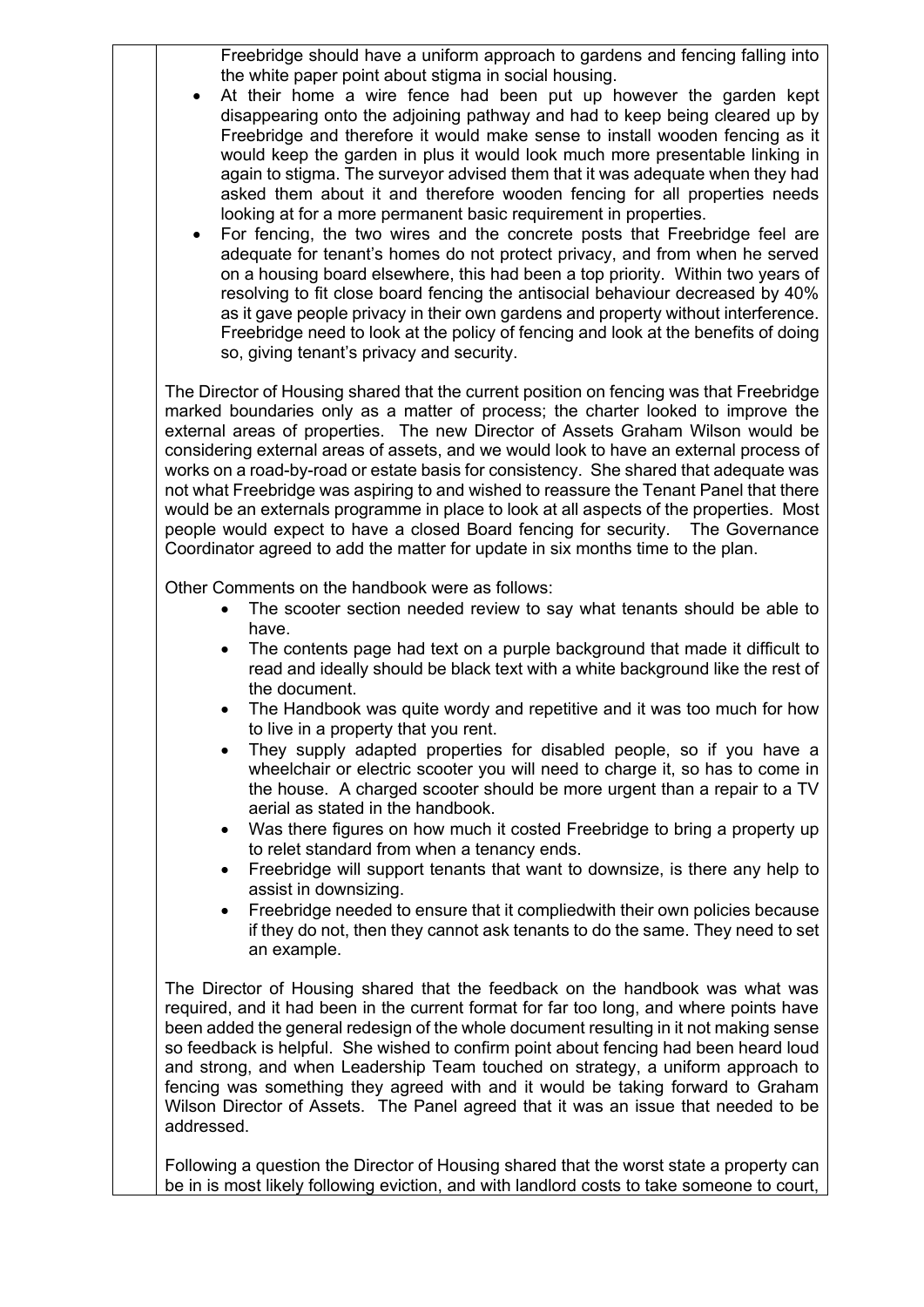Freebridge should have a uniform approach to gardens and fencing falling into the white paper point about stigma in social housing.

- At their home a wire fence had been put up however the garden kept disappearing onto the adjoining pathway and had to keep being cleared up by Freebridge and therefore it would make sense to install wooden fencing as it would keep the garden in plus it would look much more presentable linking in again to stigma. The surveyor advised them that it was adequate when they had asked them about it and therefore wooden fencing for all properties needs looking at for a more permanent basic requirement in properties.
- For fencing, the two wires and the concrete posts that Freebridge feel are adequate for tenant's homes do not protect privacy, and from when he served on a housing board elsewhere, this had been a top priority. Within two years of resolving to fit close board fencing the antisocial behaviour decreased by 40% as it gave people privacy in their own gardens and property without interference. Freebridge need to look at the policy of fencing and look at the benefits of doing so, giving tenant's privacy and security.

The Director of Housing shared that the current position on fencing was that Freebridge marked boundaries only as a matter of process; the charter looked to improve the external areas of properties. The new Director of Assets Graham Wilson would be considering external areas of assets, and we would look to have an external process of works on a road-by-road or estate basis for consistency. She shared that adequate was not what Freebridge was aspiring to and wished to reassure the Tenant Panel that there would be an externals programme in place to look at all aspects of the properties. Most people would expect to have a closed Board fencing for security. The Governance Coordinator agreed to add the matter for update in six months time to the plan.

Other Comments on the handbook were as follows:

- The scooter section needed review to say what tenants should be able to have.
- The contents page had text on a purple background that made it difficult to read and ideally should be black text with a white background like the rest of the document.
- The Handbook was quite wordy and repetitive and it was too much for how to live in a property that you rent.
- They supply adapted properties for disabled people, so if you have a wheelchair or electric scooter you will need to charge it, so has to come in the house. A charged scooter should be more urgent than a repair to a TV aerial as stated in the handbook.
- Was there figures on how much it costed Freebridge to bring a property up to relet standard from when a tenancy ends.
- Freebridge will support tenants that want to downsize, is there any help to assist in downsizing.
- Freebridge needed to ensure that it compliedwith their own policies because if they do not, then they cannot ask tenants to do the same. They need to set an example.

The Director of Housing shared that the feedback on the handbook was what was required, and it had been in the current format for far too long, and where points have been added the general redesign of the whole document resulting in it not making sense so feedback is helpful. She wished to confirm point about fencing had been heard loud and strong, and when Leadership Team touched on strategy, a uniform approach to fencing was something they agreed with and it would be taking forward to Graham Wilson Director of Assets. The Panel agreed that it was an issue that needed to be addressed.

Following a question the Director of Housing shared that the worst state a property can be in is most likely following eviction, and with landlord costs to take someone to court,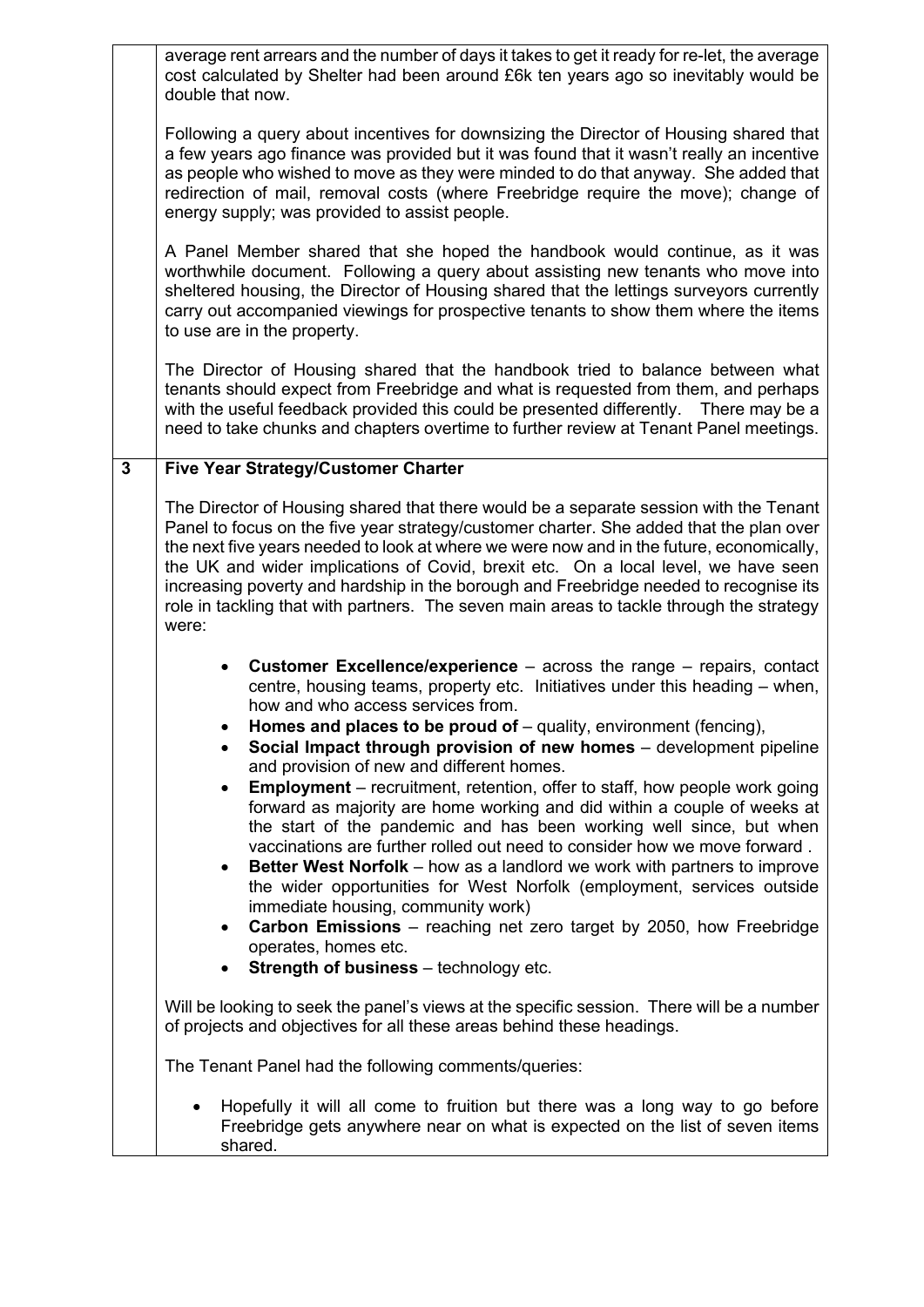| | |
|---|---|
| | average rent arrears and the number of days it takes to get it ready for re-let, the average cost calculated by Shelter had been around £6k ten years ago so inevitably would be double that now.<br><br>Following a query about incentives for downsizing the Director of Housing shared that a few years ago finance was provided but it was found that it wasn't really an incentive as people who wished to move as they were minded to do that anyway. She added that redirection of mail, removal costs (where Freebridge require the move); change of energy supply; was provided to assist people.<br><br>A Panel Member shared that she hoped the handbook would continue, as it was worthwhile document. Following a query about assisting new tenants who move into sheltered housing, the Director of Housing shared that the lettings surveyors currently carry out accompanied viewings for prospective tenants to show them where the items to use are in the property.<br><br>The Director of Housing shared that the handbook tried to balance between what tenants should expect from Freebridge and what is requested from them, and perhaps with the useful feedback provided this could be presented differently. There may be a need to take chunks and chapters overtime to further review at Tenant Panel meetings. |
| **3** | **Five Year Strategy/Customer Charter**<br><br>The Director of Housing shared that there would be a separate session with the Tenant Panel to focus on the five year strategy/customer charter. She added that the plan over the next five years needed to look at where we were now and in the future, economically, the UK and wider implications of Covid, brexit etc. On a local level, we have seen increasing poverty and hardship in the borough and Freebridge needed to recognise its role in tackling that with partners. The seven main areas to tackle through the strategy were:<br><br>• **Customer Excellence/experience** – across the range – repairs, contact centre, housing teams, property etc. Initiatives under this heading – when, how and who access services from.<br>• **Homes and places to be proud of** – quality, environment (fencing),<br>• **Social Impact through provision of new homes** – development pipeline and provision of new and different homes.<br>• **Employment** – recruitment, retention, offer to staff, how people work going forward as majority are home working and did within a couple of weeks at the start of the pandemic and has been working well since, but when vaccinations are further rolled out need to consider how we move forward .<br>• **Better West Norfolk** – how as a landlord we work with partners to improve the wider opportunities for West Norfolk (employment, services outside immediate housing, community work)<br>• **Carbon Emissions** – reaching net zero target by 2050, how Freebridge operates, homes etc.<br>• **Strength of business** – technology etc.<br><br>Will be looking to seek the panel's views at the specific session. There will be a number of projects and objectives for all these areas behind these headings.<br><br>The Tenant Panel had the following comments/queries:<br><br>• Hopefully it will all come to fruition but there was a long way to go before Freebridge gets anywhere near on what is expected on the list of seven items shared. |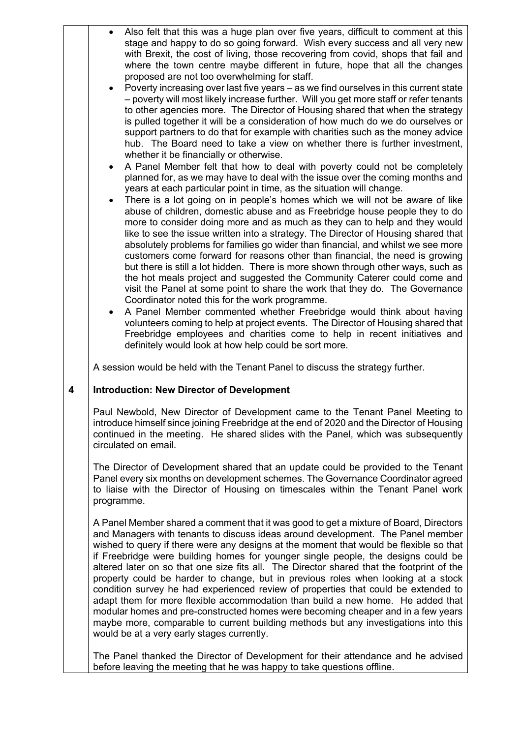| | |
|---|---|
| | • Also felt that this was a huge plan over five years, difficult to comment at this stage and happy to do so going forward. Wish every success and all very new with Brexit, the cost of living, those recovering from covid, shops that fail and where the town centre maybe different in future, hope that all the changes proposed are not too overwhelming for staff.<br>• Poverty increasing over last five years – as we find ourselves in this current state – poverty will most likely increase further. Will you get more staff or refer tenants to other agencies more. The Director of Housing shared that when the strategy is pulled together it will be a consideration of how much do we do ourselves or support partners to do that for example with charities such as the money advice hub. The Board need to take a view on whether there is further investment, whether it be financially or otherwise.<br>• A Panel Member felt that how to deal with poverty could not be completely planned for, as we may have to deal with the issue over the coming months and years at each particular point in time, as the situation will change.<br>• There is a lot going on in people's homes which we will not be aware of like abuse of children, domestic abuse and as Freebridge house people they to do more to consider doing more and as much as they can to help and they would like to see the issue written into a strategy. The Director of Housing shared that absolutely problems for families go wider than financial, and whilst we see more customers come forward for reasons other than financial, the need is growing but there is still a lot hidden. There is more shown through other ways, such as the hot meals project and suggested the Community Caterer could come and visit the Panel at some point to share the work that they do. The Governance Coordinator noted this for the work programme.<br>• A Panel Member commented whether Freebridge would think about having volunteers coming to help at project events. The Director of Housing shared that Freebridge employees and charities come to help in recent initiatives and definitely would look at how help could be sort more.<br><br>A session would be held with the Tenant Panel to discuss the strategy further. |
| **4** | **Introduction: New Director of Development**<br><br>Paul Newbold, New Director of Development came to the Tenant Panel Meeting to introduce himself since joining Freebridge at the end of 2020 and the Director of Housing continued in the meeting. He shared slides with the Panel, which was subsequently circulated on email.<br><br>The Director of Development shared that an update could be provided to the Tenant Panel every six months on development schemes. The Governance Coordinator agreed to liaise with the Director of Housing on timescales within the Tenant Panel work programme.<br><br>A Panel Member shared a comment that it was good to get a mixture of Board, Directors and Managers with tenants to discuss ideas around development. The Panel member wished to query if there were any designs at the moment that would be flexible so that if Freebridge were building homes for younger single people, the designs could be altered later on so that one size fits all. The Director shared that the footprint of the property could be harder to change, but in previous roles when looking at a stock condition survey he had experienced review of properties that could be extended to adapt them for more flexible accommodation than build a new home. He added that modular homes and pre-constructed homes were becoming cheaper and in a few years maybe more, comparable to current building methods but any investigations into this would be at a very early stages currently.<br><br>The Panel thanked the Director of Development for their attendance and he advised before leaving the meeting that he was happy to take questions offline. |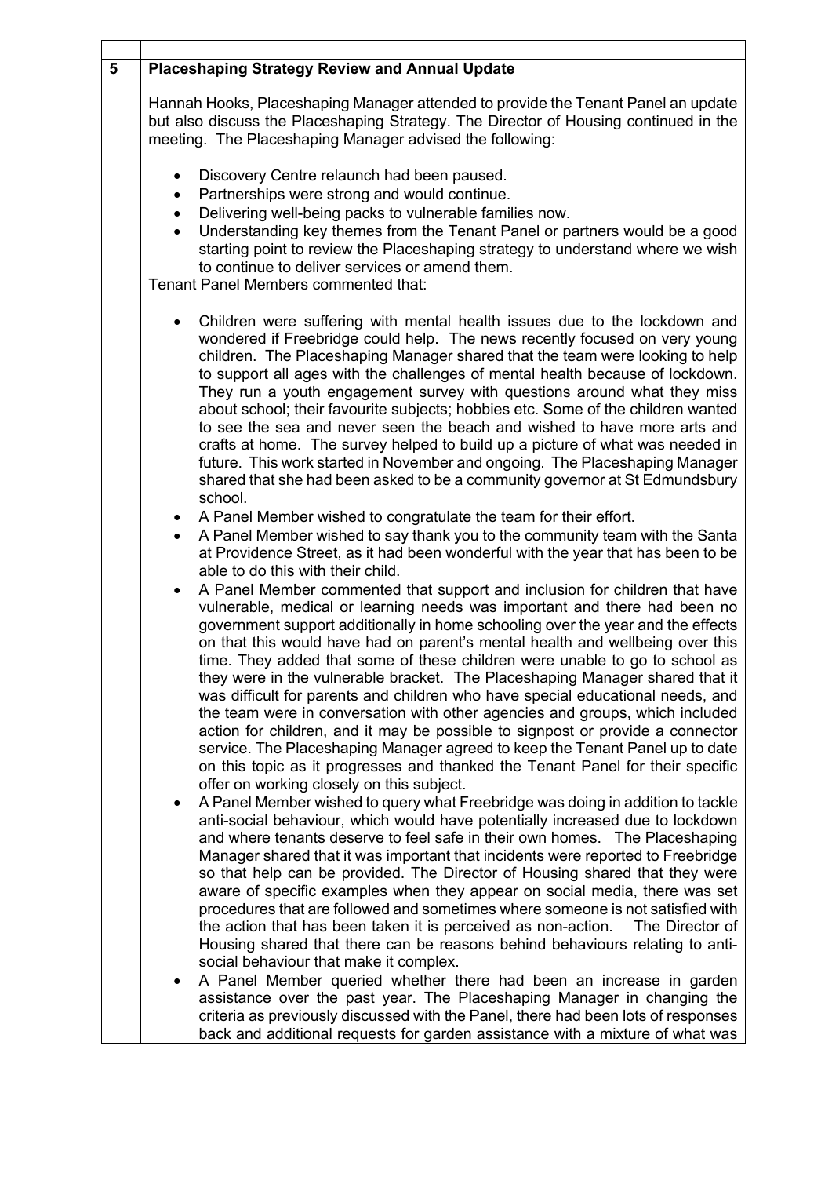| | |
|---|---|
| 5 | **Placeshaping Strategy Review and Annual Update** |

Hannah Hooks, Placeshaping Manager attended to provide the Tenant Panel an update but also discuss the Placeshaping Strategy. The Director of Housing continued in the meeting. The Placeshaping Manager advised the following:

- Discovery Centre relaunch had been paused.
- Partnerships were strong and would continue.
- Delivering well-being packs to vulnerable families now.
- Understanding key themes from the Tenant Panel or partners would be a good starting point to review the Placeshaping strategy to understand where we wish to continue to deliver services or amend them.

Tenant Panel Members commented that:

- Children were suffering with mental health issues due to the lockdown and wondered if Freebridge could help. The news recently focused on very young children. The Placeshaping Manager shared that the team were looking to help to support all ages with the challenges of mental health because of lockdown. They run a youth engagement survey with questions around what they miss about school; their favourite subjects; hobbies etc. Some of the children wanted to see the sea and never seen the beach and wished to have more arts and crafts at home. The survey helped to build up a picture of what was needed in future. This work started in November and ongoing. The Placeshaping Manager shared that she had been asked to be a community governor at St Edmundsbury school.
- A Panel Member wished to congratulate the team for their effort.
- A Panel Member wished to say thank you to the community team with the Santa at Providence Street, as it had been wonderful with the year that has been to be able to do this with their child.
- A Panel Member commented that support and inclusion for children that have vulnerable, medical or learning needs was important and there had been no government support additionally in home schooling over the year and the effects on that this would have had on parent's mental health and wellbeing over this time. They added that some of these children were unable to go to school as they were in the vulnerable bracket. The Placeshaping Manager shared that it was difficult for parents and children who have special educational needs, and the team were in conversation with other agencies and groups, which included action for children, and it may be possible to signpost or provide a connector service. The Placeshaping Manager agreed to keep the Tenant Panel up to date on this topic as it progresses and thanked the Tenant Panel for their specific offer on working closely on this subject.
- A Panel Member wished to query what Freebridge was doing in addition to tackle anti-social behaviour, which would have potentially increased due to lockdown and where tenants deserve to feel safe in their own homes. The Placeshaping Manager shared that it was important that incidents were reported to Freebridge so that help can be provided. The Director of Housing shared that they were aware of specific examples when they appear on social media, there was set procedures that are followed and sometimes where someone is not satisfied with the action that has been taken it is perceived as non-action. The Director of Housing shared that there can be reasons behind behaviours relating to anti-social behaviour that make it complex.
- A Panel Member queried whether there had been an increase in garden assistance over the past year. The Placeshaping Manager in changing the criteria as previously discussed with the Panel, there had been lots of responses back and additional requests for garden assistance with a mixture of what was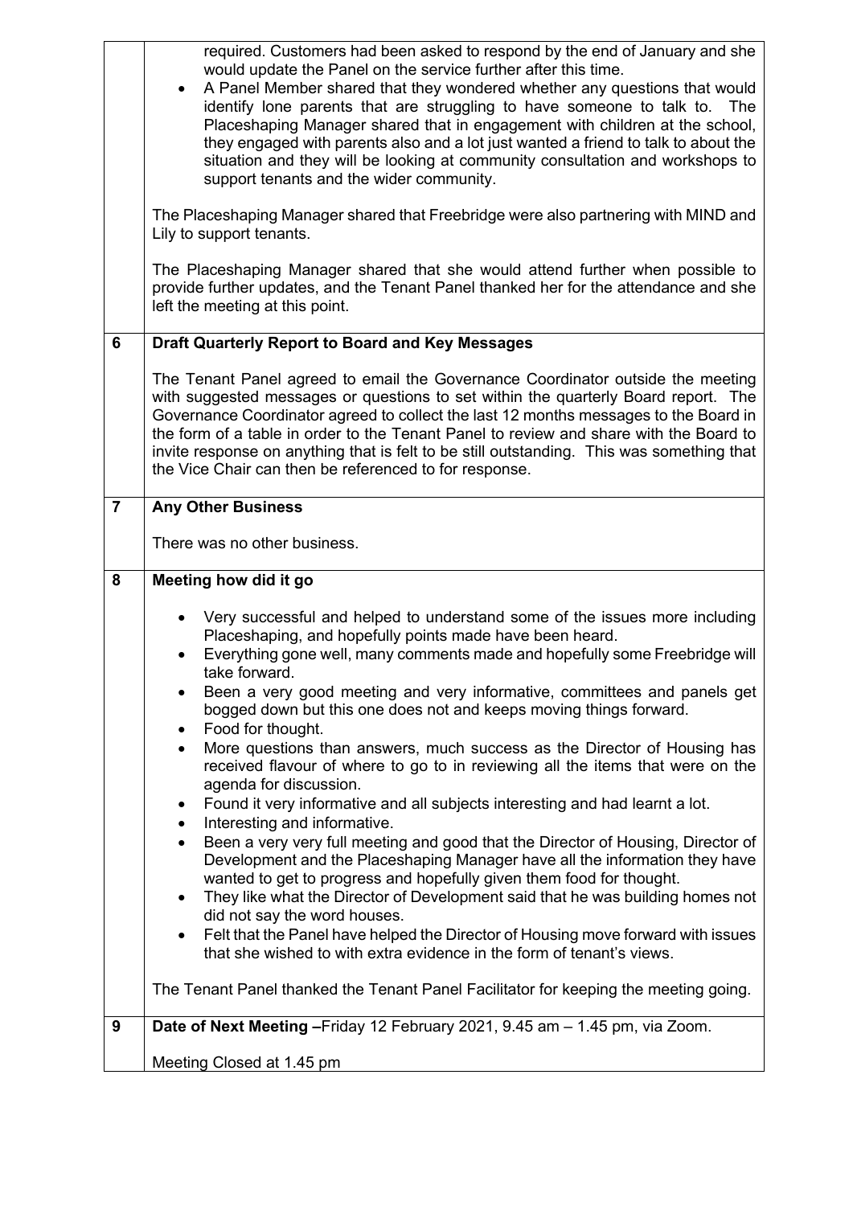| | |
|---|---|
| | required. Customers had been asked to respond by the end of January and she would update the Panel on the service further after this time.<br>• A Panel Member shared that they wondered whether any questions that would identify lone parents that are struggling to have someone to talk to. The Placeshaping Manager shared that in engagement with children at the school, they engaged with parents also and a lot just wanted a friend to talk to about the situation and they will be looking at community consultation and workshops to support tenants and the wider community.<br><br>The Placeshaping Manager shared that Freebridge were also partnering with MIND and Lily to support tenants.<br><br>The Placeshaping Manager shared that she would attend further when possible to provide further updates, and the Tenant Panel thanked her for the attendance and she left the meeting at this point. |
| **6** | **Draft Quarterly Report to Board and Key Messages**<br><br>The Tenant Panel agreed to email the Governance Coordinator outside the meeting with suggested messages or questions to set within the quarterly Board report. The Governance Coordinator agreed to collect the last 12 months messages to the Board in the form of a table in order to the Tenant Panel to review and share with the Board to invite response on anything that is felt to be still outstanding. This was something that the Vice Chair can then be referenced to for response. |
| **7** | **Any Other Business**<br><br>There was no other business. |
| **8** | **Meeting how did it go**<br><br>• Very successful and helped to understand some of the issues more including Placeshaping, and hopefully points made have been heard.<br>• Everything gone well, many comments made and hopefully some Freebridge will take forward.<br>• Been a very good meeting and very informative, committees and panels get bogged down but this one does not and keeps moving things forward.<br>• Food for thought.<br>• More questions than answers, much success as the Director of Housing has received flavour of where to go to in reviewing all the items that were on the agenda for discussion.<br>• Found it very informative and all subjects interesting and had learnt a lot.<br>• Interesting and informative.<br>• Been a very very full meeting and good that the Director of Housing, Director of Development and the Placeshaping Manager have all the information they have wanted to get to progress and hopefully given them food for thought.<br>• They like what the Director of Development said that he was building homes not did not say the word houses.<br>• Felt that the Panel have helped the Director of Housing move forward with issues that she wished to with extra evidence in the form of tenant's views.<br><br>The Tenant Panel thanked the Tenant Panel Facilitator for keeping the meeting going. |
| **9** | **Date of Next Meeting –**Friday 12 February 2021, 9.45 am – 1.45 pm, via Zoom.<br><br>Meeting Closed at 1.45 pm |